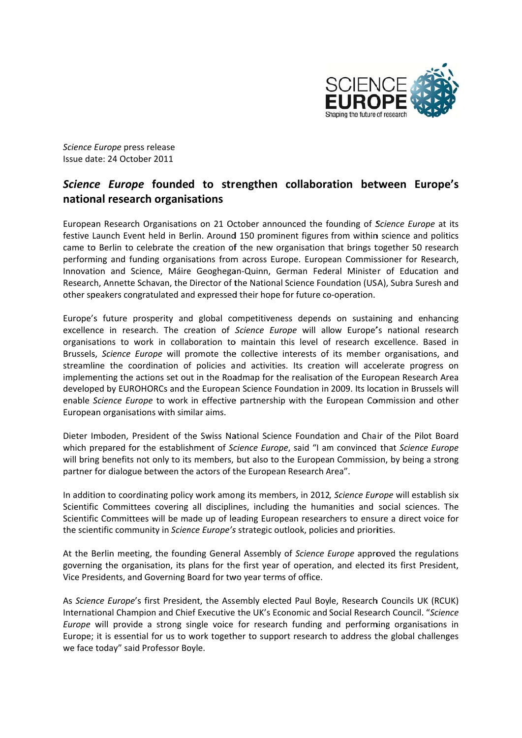*Science Europe* press release
Issue date: 24 October 2011

# *Science Europe* founded to strengthen collaboration between Europe's national research organisations

European Research Organisations on 21 October announced the founding of *Science Europe* at its festive Launch Event held in Berlin. Around 150 prominent figures from within science and politics came to Berlin to celebrate the creation of the new organisation that brings together 50 research performing and funding organisations from across Europe. European Commissioner for Research, Innovation and Science, Máire Geoghegan-Quinn, German Federal Minister of Education and Research, Annette Schavan, the Director of the National Science Foundation (USA), Subra Suresh and other speakers congratulated and expressed their hope for future co-operation.

Europe's future prosperity and global competitiveness depends on sustaining and enhancing excellence in research. The creation of *Science Europe* will allow Europe's national research organisations to work in collaboration to maintain this level of research excellence. Based in Brussels, *Science Europe* will promote the collective interests of its member organisations, and streamline the coordination of policies and activities. Its creation will accelerate progress on implementing the actions set out in the Roadmap for the realisation of the European Research Area developed by EUROHORCs and the European Science Foundation in 2009. Its location in Brussels will enable *Science Europe* to work in effective partnership with the European Commission and other European organisations with similar aims.

Dieter Imboden, President of the Swiss National Science Foundation and Chair of the Pilot Board which prepared for the establishment of *Science Europe*, said "I am convinced that *Science Europe* will bring benefits not only to its members, but also to the European Commission, by being a strong partner for dialogue between the actors of the European Research Area".

In addition to coordinating policy work among its members, in 2012, *Science Europe* will establish six Scientific Committees covering all disciplines, including the humanities and social sciences. The Scientific Committees will be made up of leading European researchers to ensure a direct voice for the scientific community in *Science Europe's* strategic outlook, policies and priorities.

At the Berlin meeting, the founding General Assembly of *Science Europe* approved the regulations governing the organisation, its plans for the first year of operation, and elected its first President, Vice Presidents, and Governing Board for two year terms of office.

As *Science Europe*'s first President, the Assembly elected Paul Boyle, Research Councils UK (RCUK) International Champion and Chief Executive the UK's Economic and Social Research Council. "*Science Europe* will provide a strong single voice for research funding and performing organisations in Europe; it is essential for us to work together to support research to address the global challenges we face today" said Professor Boyle.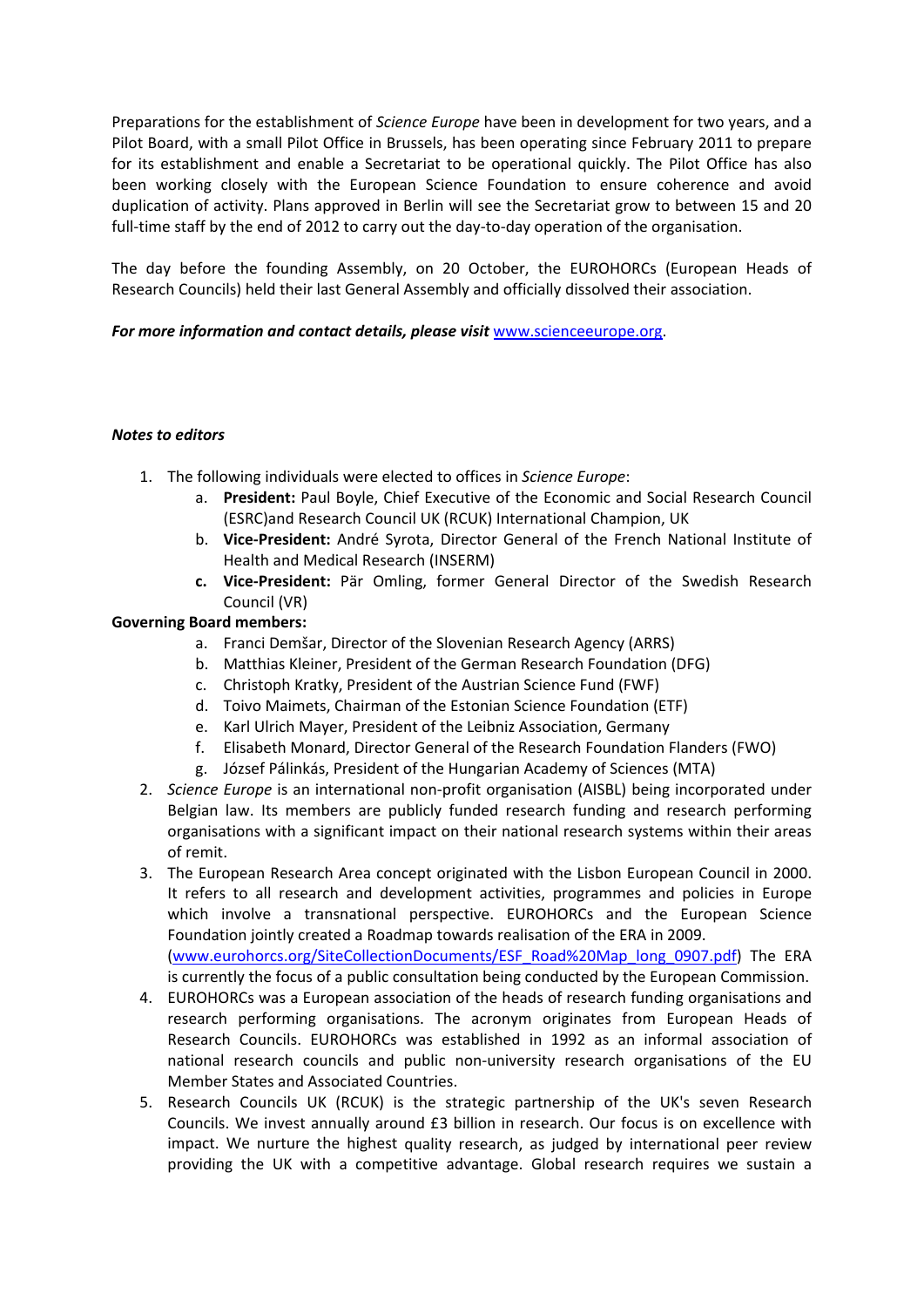Preparations for the establishment of *Science Europe* have been in development for two years, and a Pilot Board, with a small Pilot Office in Brussels, has been operating since February 2011 to prepare for its establishment and enable a Secretariat to be operational quickly. The Pilot Office has also been working closely with the European Science Foundation to ensure coherence and avoid duplication of activity. Plans approved in Berlin will see the Secretariat grow to between 15 and 20 full-time staff by the end of 2012 to carry out the day-to-day operation of the organisation.

The day before the founding Assembly, on 20 October, the EUROHORCs (European Heads of Research Councils) held their last General Assembly and officially dissolved their association.

***For more information and contact details, please visit*** www.scienceeurope.org.

***Notes to editors***

1. The following individuals were elected to offices in *Science Europe*:
   a. **President:** Paul Boyle, Chief Executive of the Economic and Social Research Council (ESRC)and Research Council UK (RCUK) International Champion, UK
   b. **Vice-President:** André Syrota, Director General of the French National Institute of Health and Medical Research (INSERM)
   c. **Vice-President:** Pär Omling, former General Director of the Swedish Research Council (VR)

**Governing Board members:**

   a. Franci Demšar, Director of the Slovenian Research Agency (ARRS)
   b. Matthias Kleiner, President of the German Research Foundation (DFG)
   c. Christoph Kratky, President of the Austrian Science Fund (FWF)
   d. Toivo Maimets, Chairman of the Estonian Science Foundation (ETF)
   e. Karl Ulrich Mayer, President of the Leibniz Association, Germany
   f. Elisabeth Monard, Director General of the Research Foundation Flanders (FWO)
   g. József Pálinkás, President of the Hungarian Academy of Sciences (MTA)

2. *Science Europe* is an international non-profit organisation (AISBL) being incorporated under Belgian law. Its members are publicly funded research funding and research performing organisations with a significant impact on their national research systems within their areas of remit.
3. The European Research Area concept originated with the Lisbon European Council in 2000. It refers to all research and development activities, programmes and policies in Europe which involve a transnational perspective. EUROHORCs and the European Science Foundation jointly created a Roadmap towards realisation of the ERA in 2009. (www.eurohorcs.org/SiteCollectionDocuments/ESF_Road%20Map_long_0907.pdf) The ERA is currently the focus of a public consultation being conducted by the European Commission.
4. EUROHORCs was a European association of the heads of research funding organisations and research performing organisations. The acronym originates from European Heads of Research Councils. EUROHORCs was established in 1992 as an informal association of national research councils and public non-university research organisations of the EU Member States and Associated Countries.
5. Research Councils UK (RCUK) is the strategic partnership of the UK's seven Research Councils. We invest annually around £3 billion in research. Our focus is on excellence with impact. We nurture the highest quality research, as judged by international peer review providing the UK with a competitive advantage. Global research requires we sustain a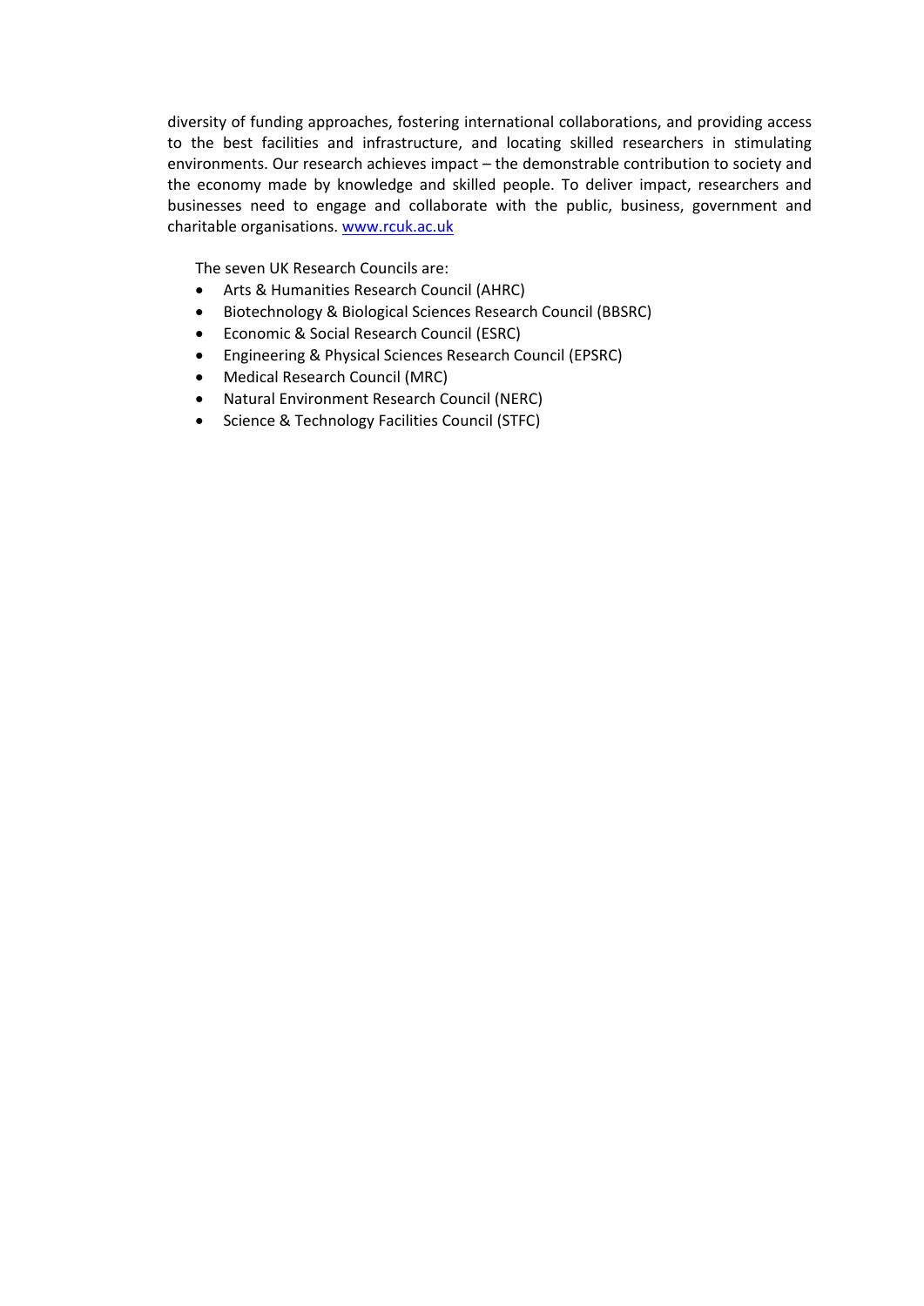diversity of funding approaches, fostering international collaborations, and providing access to the best facilities and infrastructure, and locating skilled researchers in stimulating environments. Our research achieves impact – the demonstrable contribution to society and the economy made by knowledge and skilled people. To deliver impact, researchers and businesses need to engage and collaborate with the public, business, government and charitable organisations. www.rcuk.ac.uk

The seven UK Research Councils are:

- Arts & Humanities Research Council (AHRC)
- Biotechnology & Biological Sciences Research Council (BBSRC)
- Economic & Social Research Council (ESRC)
- Engineering & Physical Sciences Research Council (EPSRC)
- Medical Research Council (MRC)
- Natural Environment Research Council (NERC)
- Science & Technology Facilities Council (STFC)